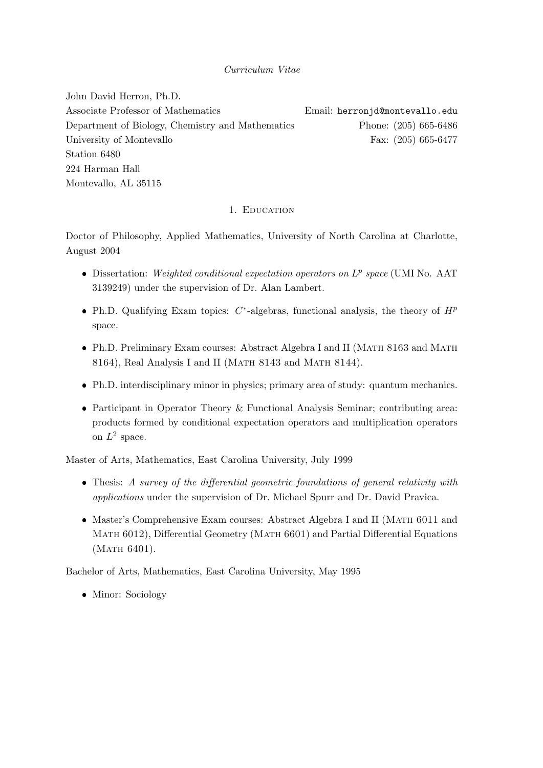*Curriculum Vitae*

John David Herron, Ph.D.
Associate Professor of Mathematics
Department of Biology, Chemistry and Mathematics
University of Montevallo
Station 6480
224 Harman Hall
Montevallo, AL 35115

Email: `herronjd@montevallo.edu`
Phone: (205) 665-6486
Fax: (205) 665-6477

## 1. Education

Doctor of Philosophy, Applied Mathematics, University of North Carolina at Charlotte, August 2004

- Dissertation: *Weighted conditional expectation operators on $L^p$ space* (UMI No. AAT 3139249) under the supervision of Dr. Alan Lambert.
- Ph.D. Qualifying Exam topics: $C^*$-algebras, functional analysis, the theory of $H^p$ space.
- Ph.D. Preliminary Exam courses: Abstract Algebra I and II (Math 8163 and Math 8164), Real Analysis I and II (Math 8143 and Math 8144).
- Ph.D. interdisciplinary minor in physics; primary area of study: quantum mechanics.
- Participant in Operator Theory & Functional Analysis Seminar; contributing area: products formed by conditional expectation operators and multiplication operators on $L^2$ space.

Master of Arts, Mathematics, East Carolina University, July 1999

- Thesis: *A survey of the differential geometric foundations of general relativity with applications* under the supervision of Dr. Michael Spurr and Dr. David Pravica.
- Master's Comprehensive Exam courses: Abstract Algebra I and II (Math 6011 and Math 6012), Differential Geometry (Math 6601) and Partial Differential Equations (Math 6401).

Bachelor of Arts, Mathematics, East Carolina University, May 1995

- Minor: Sociology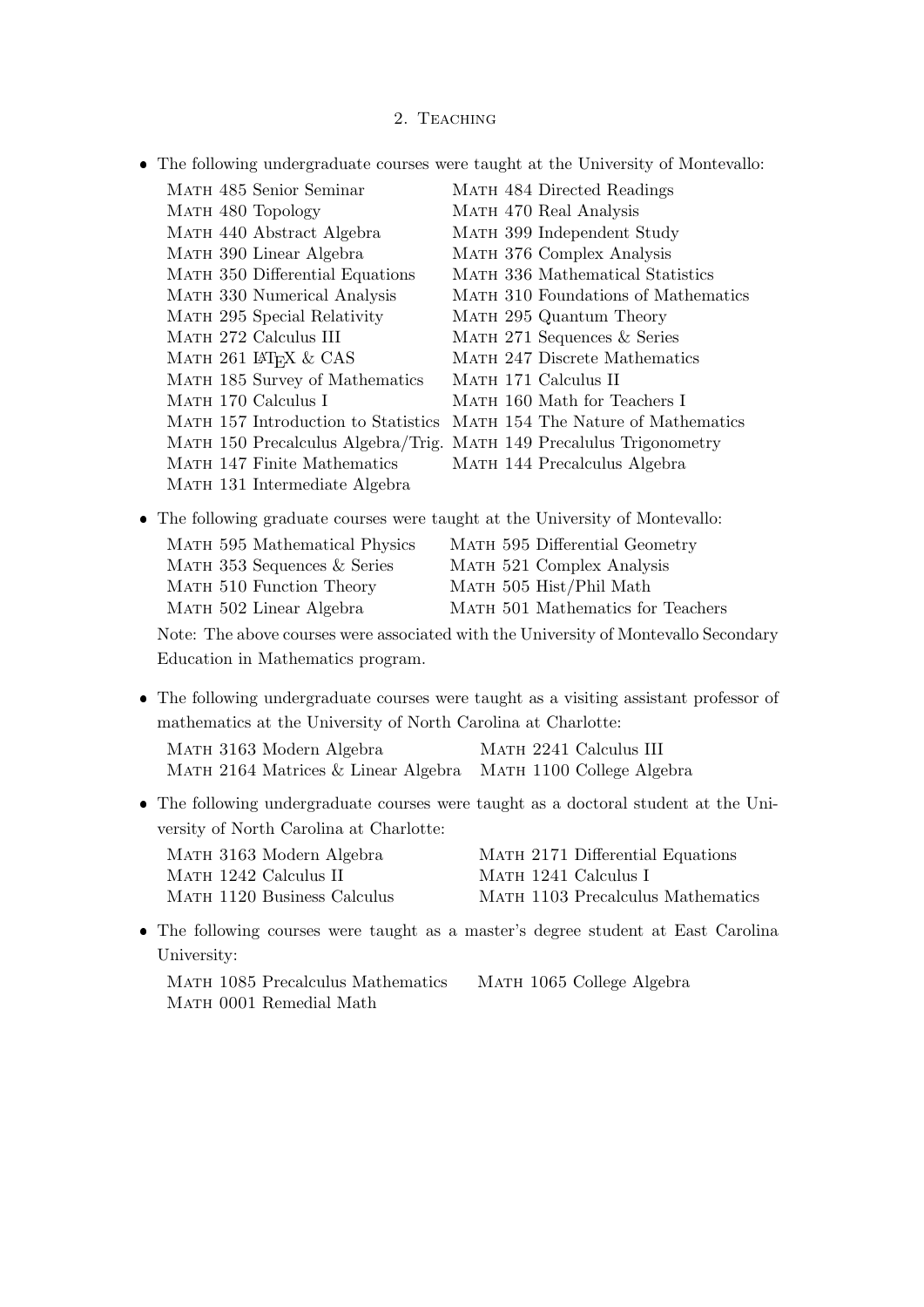## 2. Teaching

- The following undergraduate courses were taught at the University of Montevallo:

  Math 485 Senior Seminar
  Math 484 Directed Readings
  Math 480 Topology
  Math 470 Real Analysis
  Math 440 Abstract Algebra
  Math 399 Independent Study
  Math 390 Linear Algebra
  Math 376 Complex Analysis
  Math 350 Differential Equations
  Math 336 Mathematical Statistics
  Math 330 Numerical Analysis
  Math 310 Foundations of Mathematics
  Math 295 Special Relativity
  Math 295 Quantum Theory
  Math 272 Calculus III
  Math 271 Sequences & Series
  Math 261 LaTeX & CAS
  Math 247 Discrete Mathematics
  Math 185 Survey of Mathematics
  Math 171 Calculus II
  Math 170 Calculus I
  Math 160 Math for Teachers I
  Math 157 Introduction to Statistics
  Math 154 The Nature of Mathematics
  Math 150 Precalculus Algebra/Trig.
  Math 149 Precalulus Trigonometry
  Math 147 Finite Mathematics
  Math 144 Precalculus Algebra
  Math 131 Intermediate Algebra

- The following graduate courses were taught at the University of Montevallo:

  Math 595 Mathematical Physics
  Math 595 Differential Geometry
  Math 353 Sequences & Series
  Math 521 Complex Analysis
  Math 510 Function Theory
  Math 505 Hist/Phil Math
  Math 502 Linear Algebra
  Math 501 Mathematics for Teachers

  Note: The above courses were associated with the University of Montevallo Secondary Education in Mathematics program.

- The following undergraduate courses were taught as a visiting assistant professor of mathematics at the University of North Carolina at Charlotte:

  Math 3163 Modern Algebra
  Math 2241 Calculus III
  Math 2164 Matrices & Linear Algebra
  Math 1100 College Algebra

- The following undergraduate courses were taught as a doctoral student at the University of North Carolina at Charlotte:

  Math 3163 Modern Algebra
  Math 2171 Differential Equations
  Math 1242 Calculus II
  Math 1241 Calculus I
  Math 1120 Business Calculus
  Math 1103 Precalculus Mathematics

- The following courses were taught as a master's degree student at East Carolina University:

  Math 1085 Precalculus Mathematics
  Math 1065 College Algebra
  Math 0001 Remedial Math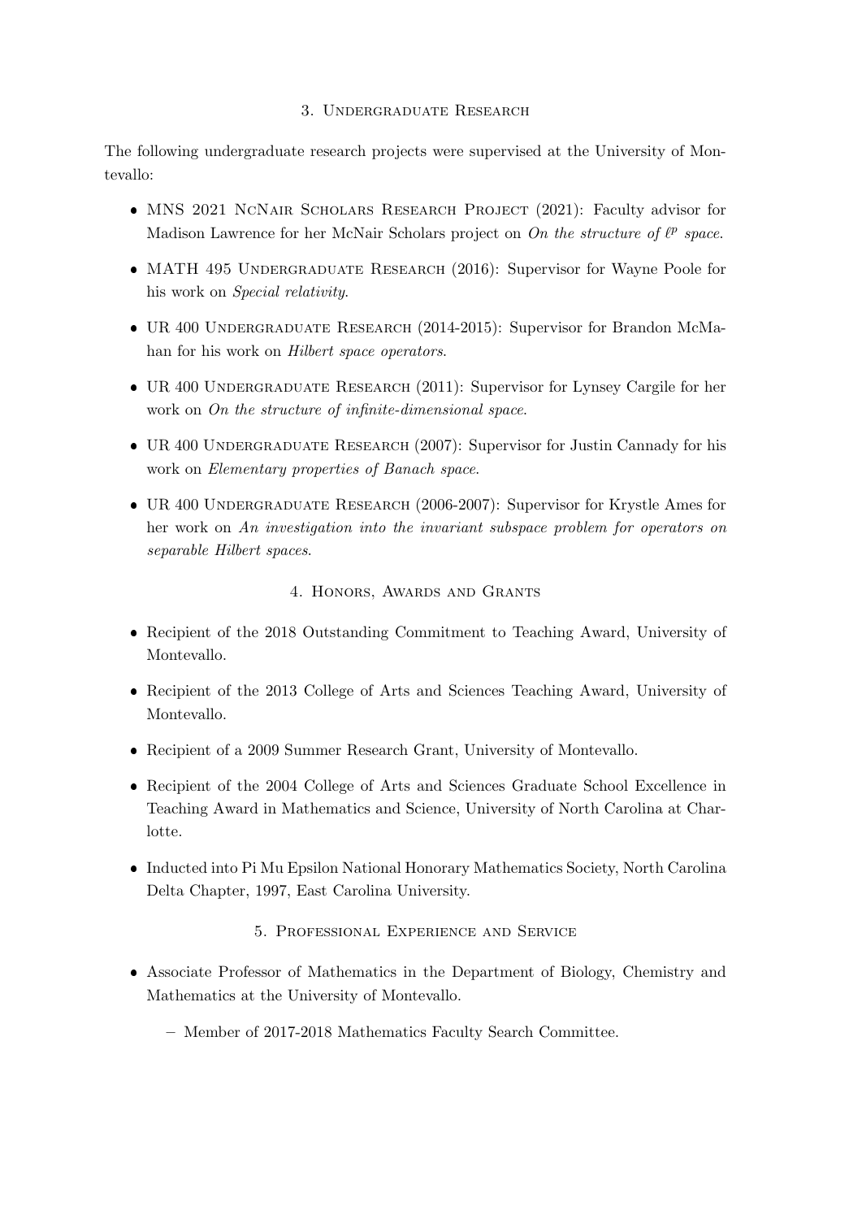## 3. Undergraduate Research

The following undergraduate research projects were supervised at the University of Montevallo:

- MNS 2021 NcNair Scholars Research Project (2021): Faculty advisor for Madison Lawrence for her McNair Scholars project on *On the structure of $\ell^p$ space*.
- MATH 495 Undergraduate Research (2016): Supervisor for Wayne Poole for his work on *Special relativity*.
- UR 400 Undergraduate Research (2014-2015): Supervisor for Brandon McMahan for his work on *Hilbert space operators*.
- UR 400 Undergraduate Research (2011): Supervisor for Lynsey Cargile for her work on *On the structure of infinite-dimensional space*.
- UR 400 Undergraduate Research (2007): Supervisor for Justin Cannady for his work on *Elementary properties of Banach space*.
- UR 400 Undergraduate Research (2006-2007): Supervisor for Krystle Ames for her work on *An investigation into the invariant subspace problem for operators on separable Hilbert spaces*.

## 4. Honors, Awards and Grants

- Recipient of the 2018 Outstanding Commitment to Teaching Award, University of Montevallo.
- Recipient of the 2013 College of Arts and Sciences Teaching Award, University of Montevallo.
- Recipient of a 2009 Summer Research Grant, University of Montevallo.
- Recipient of the 2004 College of Arts and Sciences Graduate School Excellence in Teaching Award in Mathematics and Science, University of North Carolina at Charlotte.
- Inducted into Pi Mu Epsilon National Honorary Mathematics Society, North Carolina Delta Chapter, 1997, East Carolina University.

## 5. Professional Experience and Service

- Associate Professor of Mathematics in the Department of Biology, Chemistry and Mathematics at the University of Montevallo.
  - Member of 2017-2018 Mathematics Faculty Search Committee.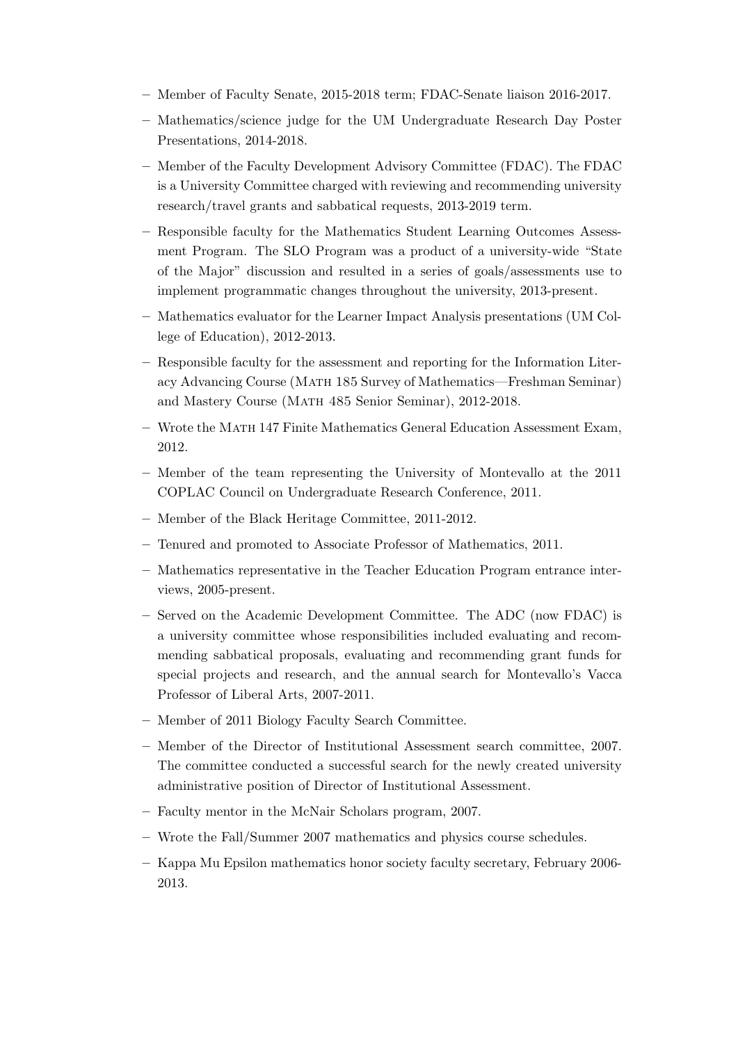- Member of Faculty Senate, 2015-2018 term; FDAC-Senate liaison 2016-2017.
- Mathematics/science judge for the UM Undergraduate Research Day Poster Presentations, 2014-2018.
- Member of the Faculty Development Advisory Committee (FDAC). The FDAC is a University Committee charged with reviewing and recommending university research/travel grants and sabbatical requests, 2013-2019 term.
- Responsible faculty for the Mathematics Student Learning Outcomes Assessment Program. The SLO Program was a product of a university-wide "State of the Major" discussion and resulted in a series of goals/assessments use to implement programmatic changes throughout the university, 2013-present.
- Mathematics evaluator for the Learner Impact Analysis presentations (UM College of Education), 2012-2013.
- Responsible faculty for the assessment and reporting for the Information Literacy Advancing Course (Math 185 Survey of Mathematics—Freshman Seminar) and Mastery Course (Math 485 Senior Seminar), 2012-2018.
- Wrote the Math 147 Finite Mathematics General Education Assessment Exam, 2012.
- Member of the team representing the University of Montevallo at the 2011 COPLAC Council on Undergraduate Research Conference, 2011.
- Member of the Black Heritage Committee, 2011-2012.
- Tenured and promoted to Associate Professor of Mathematics, 2011.
- Mathematics representative in the Teacher Education Program entrance interviews, 2005-present.
- Served on the Academic Development Committee. The ADC (now FDAC) is a university committee whose responsibilities included evaluating and recommending sabbatical proposals, evaluating and recommending grant funds for special projects and research, and the annual search for Montevallo's Vacca Professor of Liberal Arts, 2007-2011.
- Member of 2011 Biology Faculty Search Committee.
- Member of the Director of Institutional Assessment search committee, 2007. The committee conducted a successful search for the newly created university administrative position of Director of Institutional Assessment.
- Faculty mentor in the McNair Scholars program, 2007.
- Wrote the Fall/Summer 2007 mathematics and physics course schedules.
- Kappa Mu Epsilon mathematics honor society faculty secretary, February 2006-2013.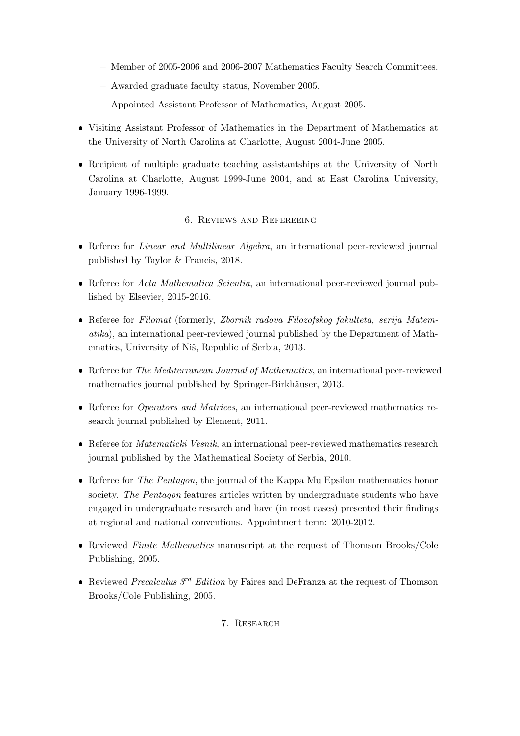- Member of 2005-2006 and 2006-2007 Mathematics Faculty Search Committees.
  - Awarded graduate faculty status, November 2005.
  - Appointed Assistant Professor of Mathematics, August 2005.
- Visiting Assistant Professor of Mathematics in the Department of Mathematics at the University of North Carolina at Charlotte, August 2004-June 2005.
- Recipient of multiple graduate teaching assistantships at the University of North Carolina at Charlotte, August 1999-June 2004, and at East Carolina University, January 1996-1999.

## 6. Reviews and Refereeing

- Referee for *Linear and Multilinear Algebra*, an international peer-reviewed journal published by Taylor & Francis, 2018.
- Referee for *Acta Mathematica Scientia*, an international peer-reviewed journal published by Elsevier, 2015-2016.
- Referee for *Filomat* (formerly, *Zbornik radova Filozofskog fakulteta, serija Matematika*), an international peer-reviewed journal published by the Department of Mathematics, University of Niš, Republic of Serbia, 2013.
- Referee for *The Mediterranean Journal of Mathematics*, an international peer-reviewed mathematics journal published by Springer-Birkhäuser, 2013.
- Referee for *Operators and Matrices*, an international peer-reviewed mathematics research journal published by Element, 2011.
- Referee for *Matematicki Vesnik*, an international peer-reviewed mathematics research journal published by the Mathematical Society of Serbia, 2010.
- Referee for *The Pentagon*, the journal of the Kappa Mu Epsilon mathematics honor society. *The Pentagon* features articles written by undergraduate students who have engaged in undergraduate research and have (in most cases) presented their findings at regional and national conventions. Appointment term: 2010-2012.
- Reviewed *Finite Mathematics* manuscript at the request of Thomson Brooks/Cole Publishing, 2005.
- Reviewed *Precalculus 3rd Edition* by Faires and DeFranza at the request of Thomson Brooks/Cole Publishing, 2005.

## 7. Research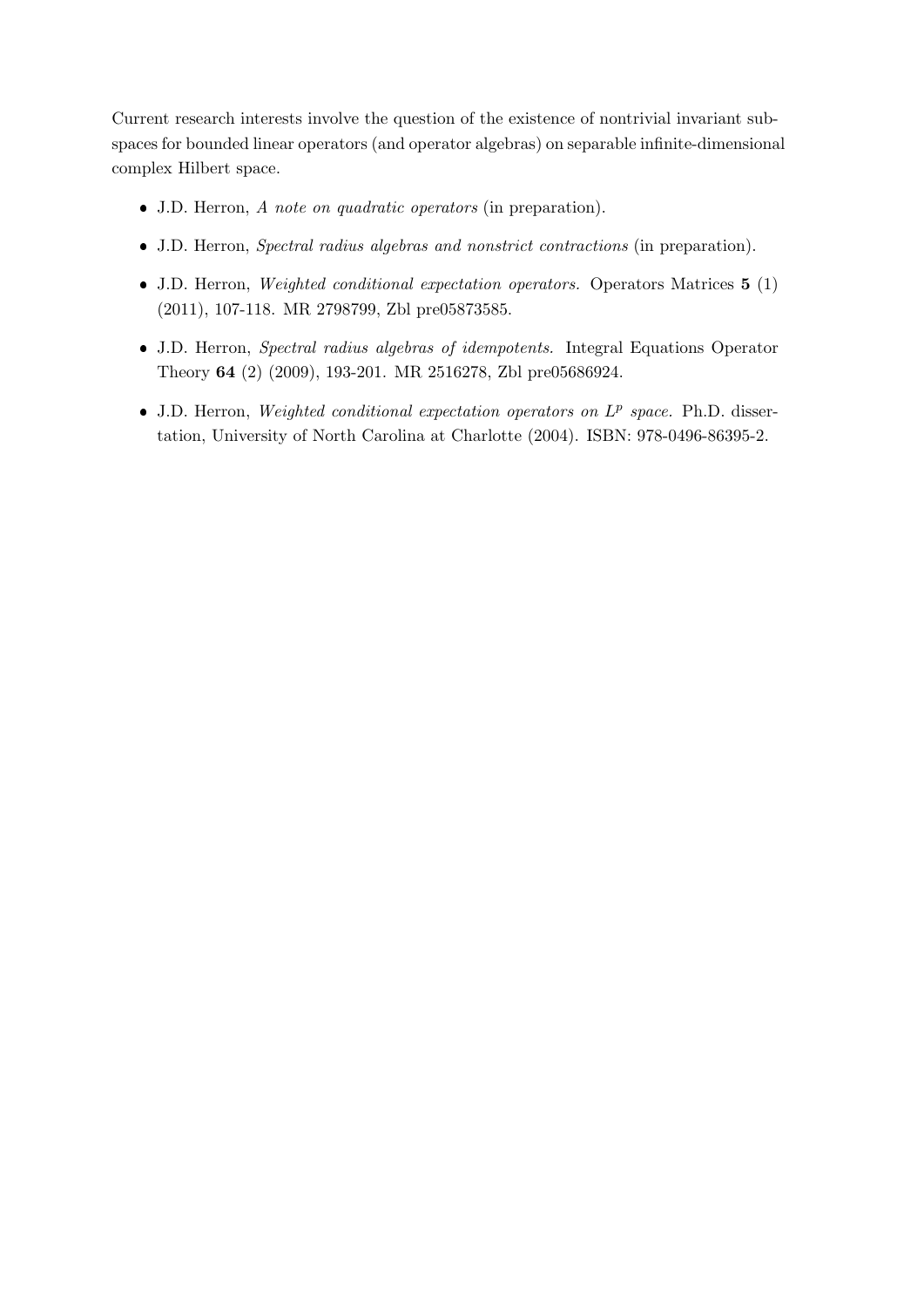Current research interests involve the question of the existence of nontrivial invariant subspaces for bounded linear operators (and operator algebras) on separable infinite-dimensional complex Hilbert space.

- J.D. Herron, *A note on quadratic operators* (in preparation).
- J.D. Herron, *Spectral radius algebras and nonstrict contractions* (in preparation).
- J.D. Herron, *Weighted conditional expectation operators.* Operators Matrices **5** (1) (2011), 107-118. MR 2798799, Zbl pre05873585.
- J.D. Herron, *Spectral radius algebras of idempotents.* Integral Equations Operator Theory **64** (2) (2009), 193-201. MR 2516278, Zbl pre05686924.
- J.D. Herron, *Weighted conditional expectation operators on $L^p$ space.* Ph.D. dissertation, University of North Carolina at Charlotte (2004). ISBN: 978-0496-86395-2.